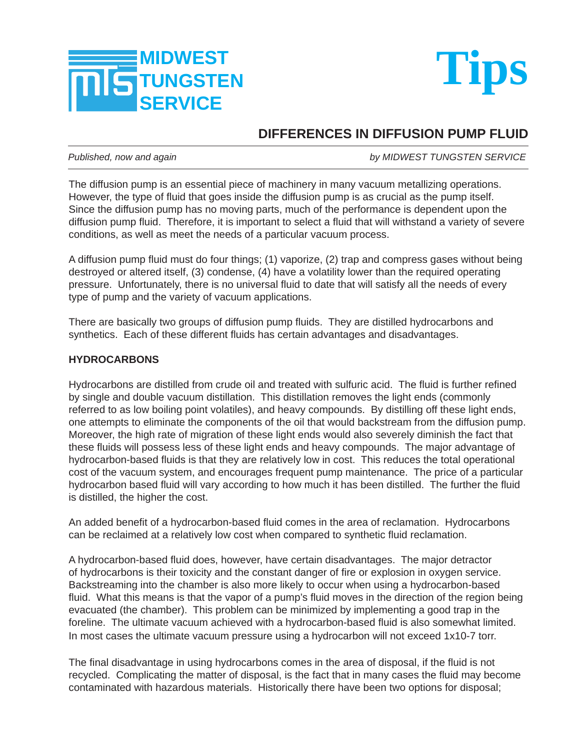MIDWEST TUNGSTEN SERVICE

# Tips

## DIFFERENCES IN DIFFUSION PUMP FLUID

*Published, now and again* *by MIDWEST TUNGSTEN SERVICE*

The diffusion pump is an essential piece of machinery in many vacuum metallizing operations. However, the type of fluid that goes inside the diffusion pump is as crucial as the pump itself. Since the diffusion pump has no moving parts, much of the performance is dependent upon the diffusion pump fluid. Therefore, it is important to select a fluid that will withstand a variety of severe conditions, as well as meet the needs of a particular vacuum process.

A diffusion pump fluid must do four things; (1) vaporize, (2) trap and compress gases without being destroyed or altered itself, (3) condense, (4) have a volatility lower than the required operating pressure. Unfortunately, there is no universal fluid to date that will satisfy all the needs of every type of pump and the variety of vacuum applications.

There are basically two groups of diffusion pump fluids. They are distilled hydrocarbons and synthetics. Each of these different fluids has certain advantages and disadvantages.

**HYDROCARBONS**

Hydrocarbons are distilled from crude oil and treated with sulfuric acid. The fluid is further refined by single and double vacuum distillation. This distillation removes the light ends (commonly referred to as low boiling point volatiles), and heavy compounds. By distilling off these light ends, one attempts to eliminate the components of the oil that would backstream from the diffusion pump. Moreover, the high rate of migration of these light ends would also severely diminish the fact that these fluids will possess less of these light ends and heavy compounds. The major advantage of hydrocarbon-based fluids is that they are relatively low in cost. This reduces the total operational cost of the vacuum system, and encourages frequent pump maintenance. The price of a particular hydrocarbon based fluid will vary according to how much it has been distilled. The further the fluid is distilled, the higher the cost.

An added benefit of a hydrocarbon-based fluid comes in the area of reclamation. Hydrocarbons can be reclaimed at a relatively low cost when compared to synthetic fluid reclamation.

A hydrocarbon-based fluid does, however, have certain disadvantages. The major detractor of hydrocarbons is their toxicity and the constant danger of fire or explosion in oxygen service. Backstreaming into the chamber is also more likely to occur when using a hydrocarbon-based fluid. What this means is that the vapor of a pump's fluid moves in the direction of the region being evacuated (the chamber). This problem can be minimized by implementing a good trap in the foreline. The ultimate vacuum achieved with a hydrocarbon-based fluid is also somewhat limited. In most cases the ultimate vacuum pressure using a hydrocarbon will not exceed 1x10-7 torr.

The final disadvantage in using hydrocarbons comes in the area of disposal, if the fluid is not recycled. Complicating the matter of disposal, is the fact that in many cases the fluid may become contaminated with hazardous materials. Historically there have been two options for disposal;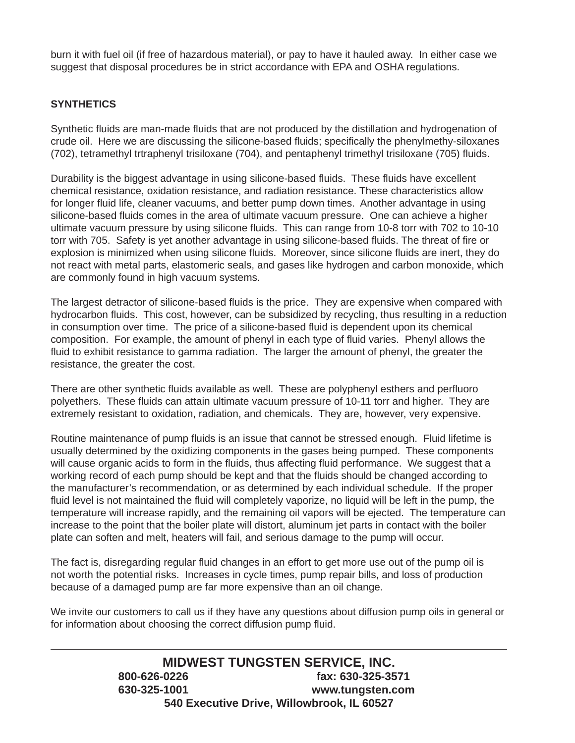burn it with fuel oil (if free of hazardous material), or pay to have it hauled away. In either case we suggest that disposal procedures be in strict accordance with EPA and OSHA regulations.

## SYNTHETICS

Synthetic fluids are man-made fluids that are not produced by the distillation and hydrogenation of crude oil. Here we are discussing the silicone-based fluids; specifically the phenylmethy-siloxanes (702), tetramethyl trtraphenyl trisiloxane (704), and pentaphenyl trimethyl trisiloxane (705) fluids.

Durability is the biggest advantage in using silicone-based fluids. These fluids have excellent chemical resistance, oxidation resistance, and radiation resistance. These characteristics allow for longer fluid life, cleaner vacuums, and better pump down times. Another advantage in using silicone-based fluids comes in the area of ultimate vacuum pressure. One can achieve a higher ultimate vacuum pressure by using silicone fluids. This can range from 10-8 torr with 702 to 10-10 torr with 705. Safety is yet another advantage in using silicone-based fluids. The threat of fire or explosion is minimized when using silicone fluids. Moreover, since silicone fluids are inert, they do not react with metal parts, elastomeric seals, and gases like hydrogen and carbon monoxide, which are commonly found in high vacuum systems.

The largest detractor of silicone-based fluids is the price. They are expensive when compared with hydrocarbon fluids. This cost, however, can be subsidized by recycling, thus resulting in a reduction in consumption over time. The price of a silicone-based fluid is dependent upon its chemical composition. For example, the amount of phenyl in each type of fluid varies. Phenyl allows the fluid to exhibit resistance to gamma radiation. The larger the amount of phenyl, the greater the resistance, the greater the cost.

There are other synthetic fluids available as well. These are polyphenyl esthers and perfluoro polyethers. These fluids can attain ultimate vacuum pressure of 10-11 torr and higher. They are extremely resistant to oxidation, radiation, and chemicals. They are, however, very expensive.

Routine maintenance of pump fluids is an issue that cannot be stressed enough. Fluid lifetime is usually determined by the oxidizing components in the gases being pumped. These components will cause organic acids to form in the fluids, thus affecting fluid performance. We suggest that a working record of each pump should be kept and that the fluids should be changed according to the manufacturer's recommendation, or as determined by each individual schedule. If the proper fluid level is not maintained the fluid will completely vaporize, no liquid will be left in the pump, the temperature will increase rapidly, and the remaining oil vapors will be ejected. The temperature can increase to the point that the boiler plate will distort, aluminum jet parts in contact with the boiler plate can soften and melt, heaters will fail, and serious damage to the pump will occur.

The fact is, disregarding regular fluid changes in an effort to get more use out of the pump oil is not worth the potential risks. Increases in cycle times, pump repair bills, and loss of production because of a damaged pump are far more expensive than an oil change.

We invite our customers to call us if they have any questions about diffusion pump oils in general or for information about choosing the correct diffusion pump fluid.

---

**MIDWEST TUNGSTEN SERVICE, INC.**

**800-626-0226** **fax: 630-325-3571**

**630-325-1001** **www.tungsten.com**

**540 Executive Drive, Willowbrook, IL 60527**